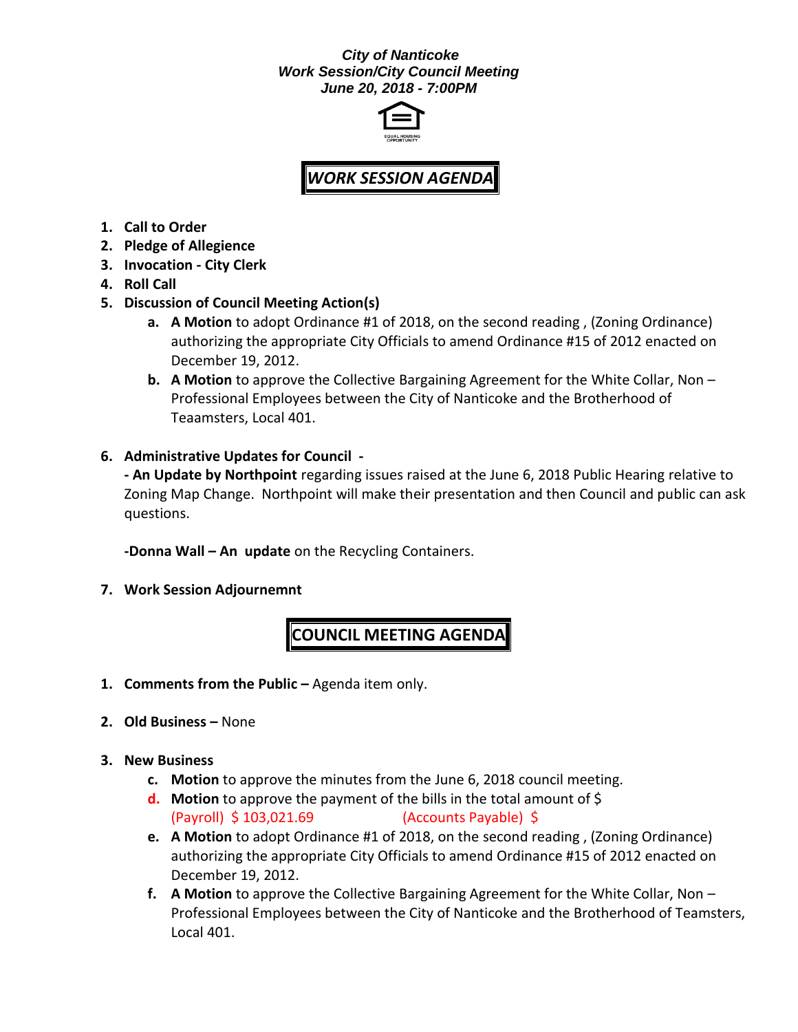***City of Nanticoke***
***Work Session/City Council Meeting***
***June 20, 2018 - 7:00PM***

EQUAL HOUSING OPPORTUNITY

## *WORK SESSION AGENDA*

1. **Call to Order**
2. **Pledge of Allegience**
3. **Invocation - City Clerk**
4. **Roll Call**
5. **Discussion of Council Meeting Action(s)**
    a. **A Motion** to adopt Ordinance #1 of 2018, on the second reading , (Zoning Ordinance) authorizing the appropriate City Officials to amend Ordinance #15 of 2012 enacted on December 19, 2012.
    b. **A Motion** to approve the Collective Bargaining Agreement for the White Collar, Non – Professional Employees between the City of Nanticoke and the Brotherhood of Teaamsters, Local 401.

6. **Administrative Updates for Council -**

    **- An Update by Northpoint** regarding issues raised at the June 6, 2018 Public Hearing relative to Zoning Map Change. Northpoint will make their presentation and then Council and public can ask questions.

    **-Donna Wall – An update** on the Recycling Containers.

7. **Work Session Adjournemnt**

## COUNCIL MEETING AGENDA

1. **Comments from the Public –** Agenda item only.

2. **Old Business –** None

3. **New Business**
    c. **Motion** to approve the minutes from the June 6, 2018 council meeting.
    d. **Motion** to approve the payment of the bills in the total amount of $
    (Payroll) $ 103,021.69 (Accounts Payable) $
    e. **A Motion** to adopt Ordinance #1 of 2018, on the second reading , (Zoning Ordinance) authorizing the appropriate City Officials to amend Ordinance #15 of 2012 enacted on December 19, 2012.
    f. **A Motion** to approve the Collective Bargaining Agreement for the White Collar, Non – Professional Employees between the City of Nanticoke and the Brotherhood of Teamsters, Local 401.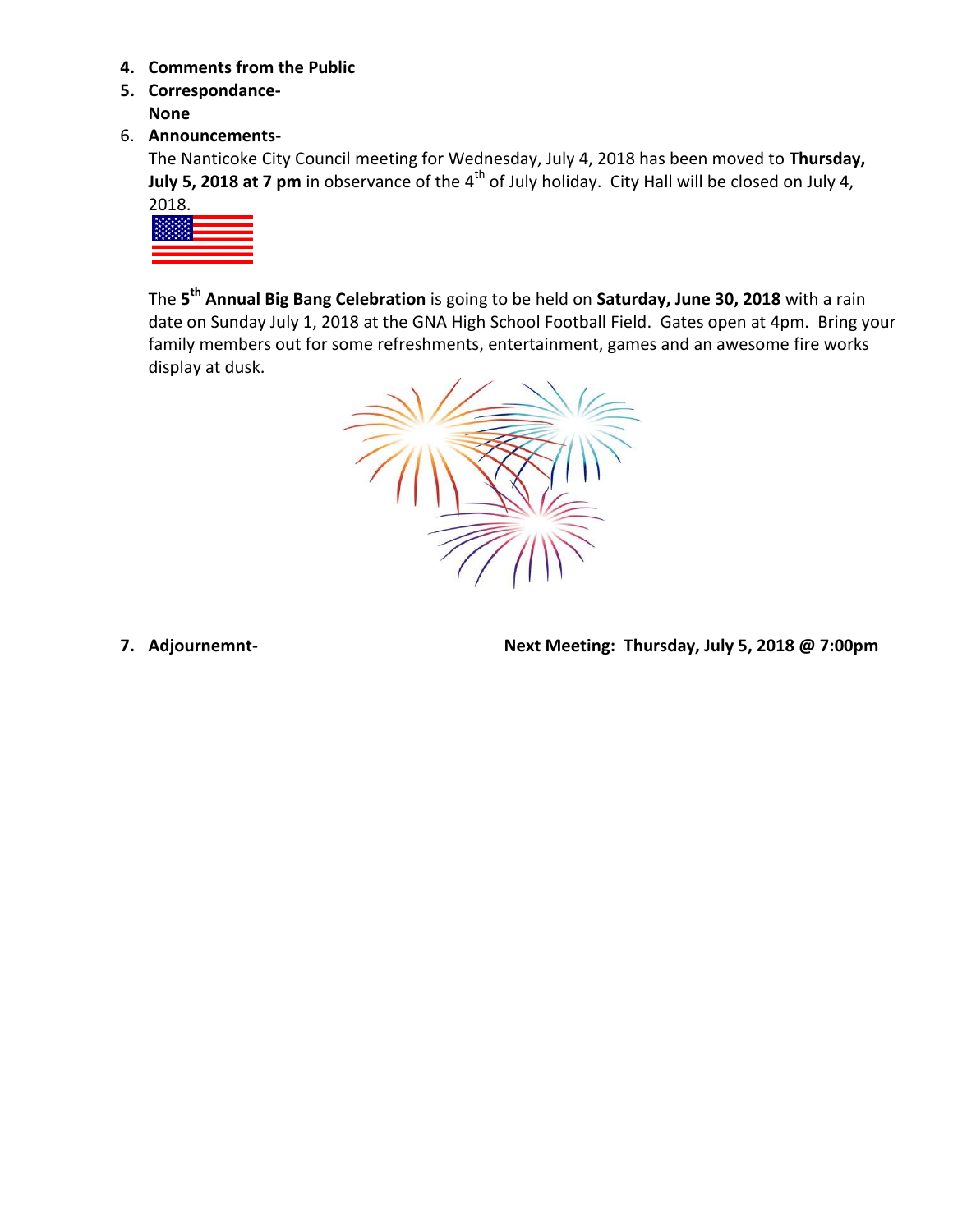4. **Comments from the Public**
5. **Correspondance-**
   **None**
6. **Announcements-**
   The Nanticoke City Council meeting for Wednesday, July 4, 2018 has been moved to **Thursday, July 5, 2018 at 7 pm** in observance of the 4th of July holiday. City Hall will be closed on July 4, 2018.

   The **5th Annual Big Bang Celebration** is going to be held on **Saturday, June 30, 2018** with a rain date on Sunday July 1, 2018 at the GNA High School Football Field. Gates open at 4pm. Bring your family members out for some refreshments, entertainment, games and an awesome fire works display at dusk.

7. **Adjournemnt-** **Next Meeting: Thursday, July 5, 2018 @ 7:00pm**